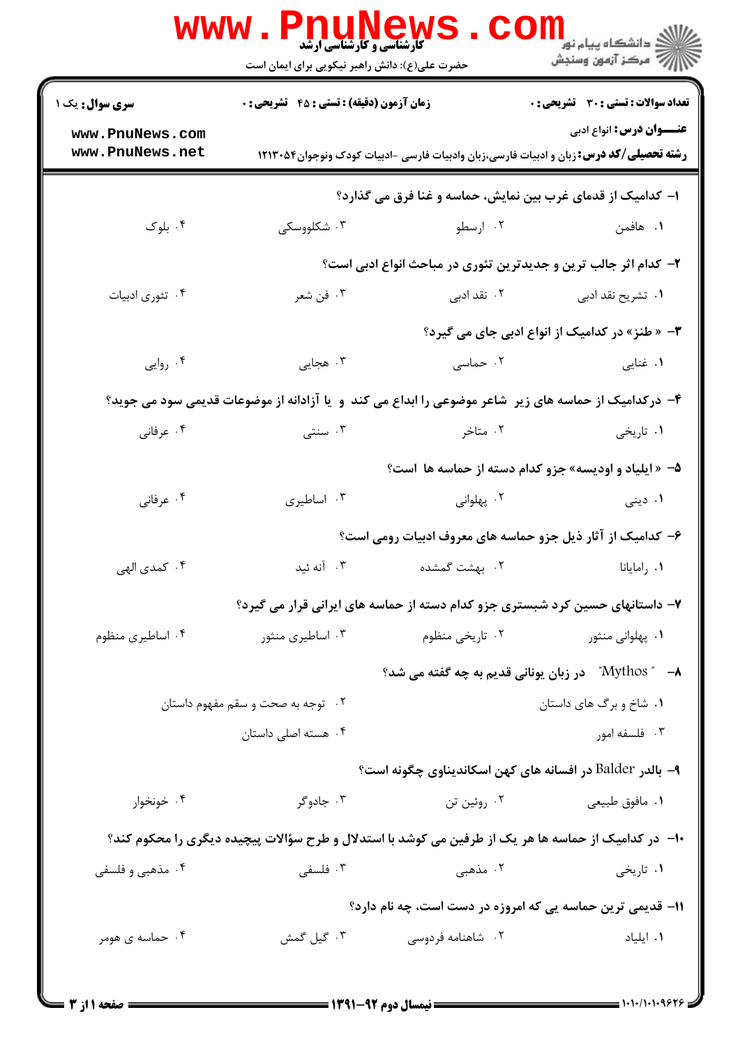**کارشناسی و کارشناسی ارشد**

حضرت علی(ع): دانش راهبر نیکویی برای ایمان است

دانشگاه پیام نور
مرکز آزمون وسنجش

**سری سوال:** یک ۱ | **زمان آزمون (دقیقه) : تستی : ۴۵ تشریحی : ۰** | **تعداد سوالات : تستی : ۳۰ تشریحی : ۰**

**عنـــوان درس:** انواع ادبی

**رشته تحصیلی/کد درس:** زبان و ادبیات فارسی،زبان وادبیات فارسی -ادبیات کودک ونوجوان۱۲۱۳۰۵۴

**۱- کدامیک از قدمای غرب بین نمایش، حماسه و غنا فرق می گذارد؟**

۱. هافمن ۲. ارسطو ۳. شکلووسکی ۴. بلوک

**۲- کدام اثر جالب ترین و جدیدترین تئوری در مباحث انواع ادبی است؟**

۱. تشریح نقد ادبی ۲. نقد ادبی ۳. فن شعر ۴. تئوری ادبیات

**۳- « طنز» در کدامیک از انواع ادبی جای می گیرد؟**

۱. غنایی ۲. حماسی ۳. هجایی ۴. روایی

**۴- درکدامیک از حماسه های زیر شاعر موضوعی را ابداع می کند و یا آزادانه از موضوعات قدیمی سود می جوید؟**

۱. تاریخی ۲. متاخر ۳. سنتی ۴. عرفانی

**۵- « ایلیاد و اودیسه» جزو کدام دسته از حماسه ها است؟**

۱. دینی ۲. پهلوانی ۳. اساطیری ۴. عرفانی

**۶- کدامیک از آثار ذیل جزو حماسه های معروف ادبیات رومی است؟**

۱. رامایانا ۲. بهشت گمشده ۳. آنه ئید ۴. کمدی الهی

**۷- داستانهای حسین کرد شبستری جزو کدام دسته از حماسه های ایرانی قرار می گیرد؟**

۱. پهلوانی منثور ۲. تاریخی منظوم ۳. اساطیری منثور ۴. اساطیری منظوم

**۸- "Mythos" در زبان یونانی قدیم به چه گفته می شد؟**

۱. شاخ و برگ های داستان ۲. توجه به صحت و سقم مفهوم داستان

۳. فلسفه امور ۴. هسته اصلی داستان

**۹- بالدر Balder در افسانه های کهن اسکاندیناوی چگونه است؟**

۱. مافوق طبیعی ۲. روئین تن ۳. جادوگر ۴. خونخوار

**۱۰- در کدامیک از حماسه ها هر یک از طرفین می کوشد با استدلال و طرح سؤالات پیچیده دیگری را محکوم کند؟**

۱. تاریخی ۲. مذهبی ۳. فلسفی ۴. مذهبی و فلسفی

**۱۱- قدیمی ترین حماسه یی که امروزه در دست است، چه نام دارد؟**

۱. ایلیاد ۲. شاهنامه فردوسی ۳. گیل گمش ۴. حماسه ی هومر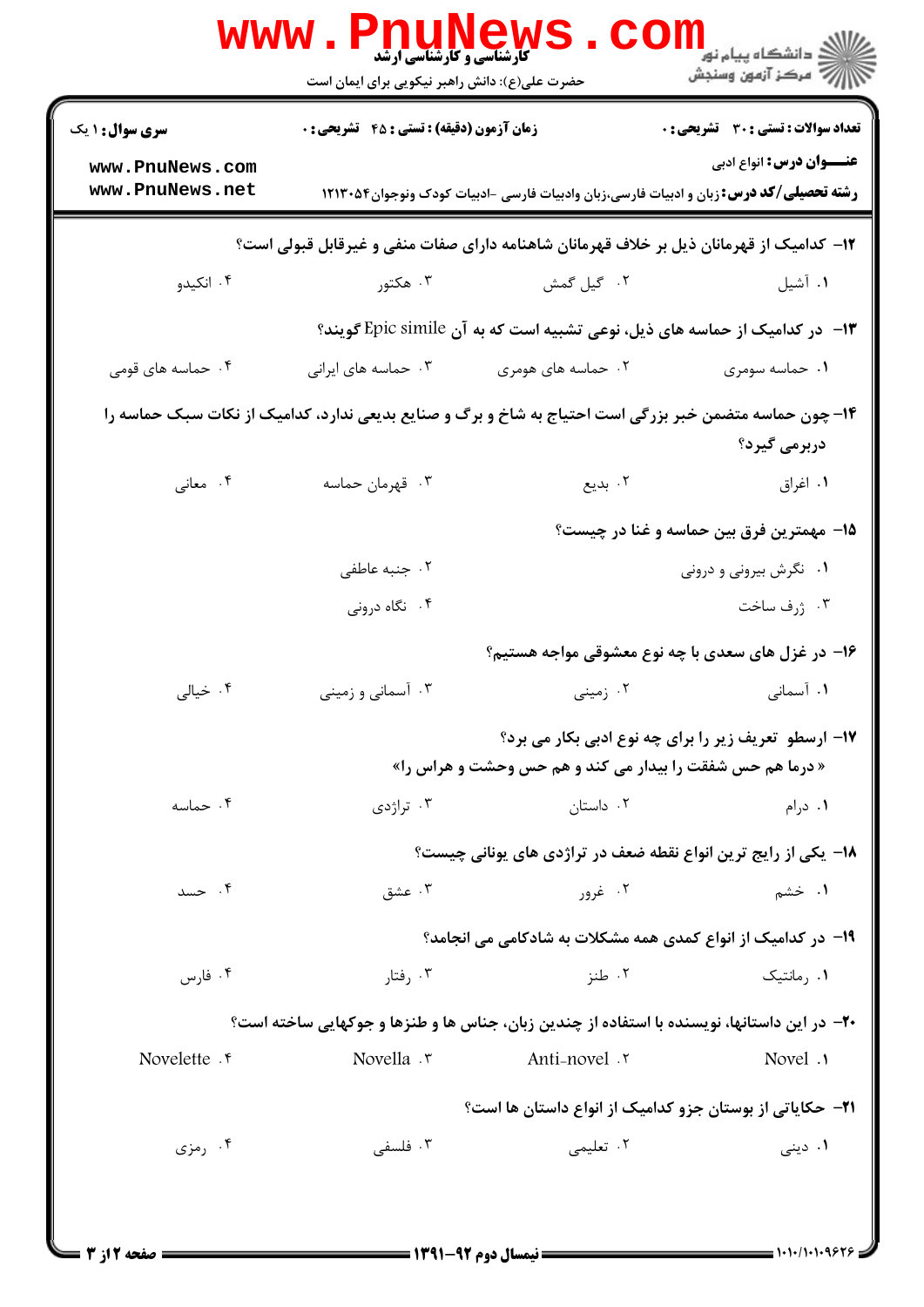۱۲- کدامیک از قهرمانان ذیل بر خلاف قهرمانان شاهنامه دارای صفات منفی و غیرقابل قبولی است؟

۱. آشیل    ۲. گیل گمش    ۳. هکتور    ۴. انکیدو

۱۳- در کدامیک از حماسه های ذیل، نوعی تشبیه است که به آن Epic simile گویند؟

۱. حماسه سومری    ۲. حماسه های هومری    ۳. حماسه های ایرانی    ۴. حماسه های قومی

۱۴- چون حماسه متضمن خبر بزرگی است احتیاج به شاخ و برگ و صنایع بدیعی ندارد، کدامیک از نکات سبک حماسه را دربرمی گیرد؟

۱. اغراق    ۲. بدیع    ۳. قهرمان حماسه    ۴. معانی

۱۵- مهمترین فرق بین حماسه و غنا در چیست؟

۱. نگرش بیرونی و درونی    ۲. جنبه عاطفی
۳. ژرف ساخت    ۴. نگاه درونی

۱۶- در غزل های سعدی با چه نوع معشوقی مواجه هستیم؟

۱. آسمانی    ۲. زمینی    ۳. آسمانی و زمینی    ۴. خیالی

۱۷- ارسطو تعریف زیر را برای چه نوع ادبی بکار می برد؟
«درما هم حس شفقت را بیدار می کند و هم حس وحشت و هراس را»

۱. درام    ۲. داستان    ۳. تراژدی    ۴. حماسه

۱۸- یکی از رایج ترین انواع نقطه ضعف در تراژدی های یونانی چیست؟

۱. خشم    ۲. غرور    ۳. عشق    ۴. حسد

۱۹- در کدامیک از انواع کمدی همه مشکلات به شادکامی می انجامد؟

۱. رمانتیک    ۲. طنز    ۳. رفتار    ۴. فارس

۲۰- در این داستانها، نویسنده با استفاده از چندین زبان، جناس ها و طنزها و جوکهایی ساخته است؟

۱. Novel    ۲. Anti-novel    ۳. Novella    ۴. Novelette

۲۱- حکایاتی از بوستان جزو کدامیک از انواع داستان ها است؟

۱. دینی    ۲. تعلیمی    ۳. فلسفی    ۴. رمزی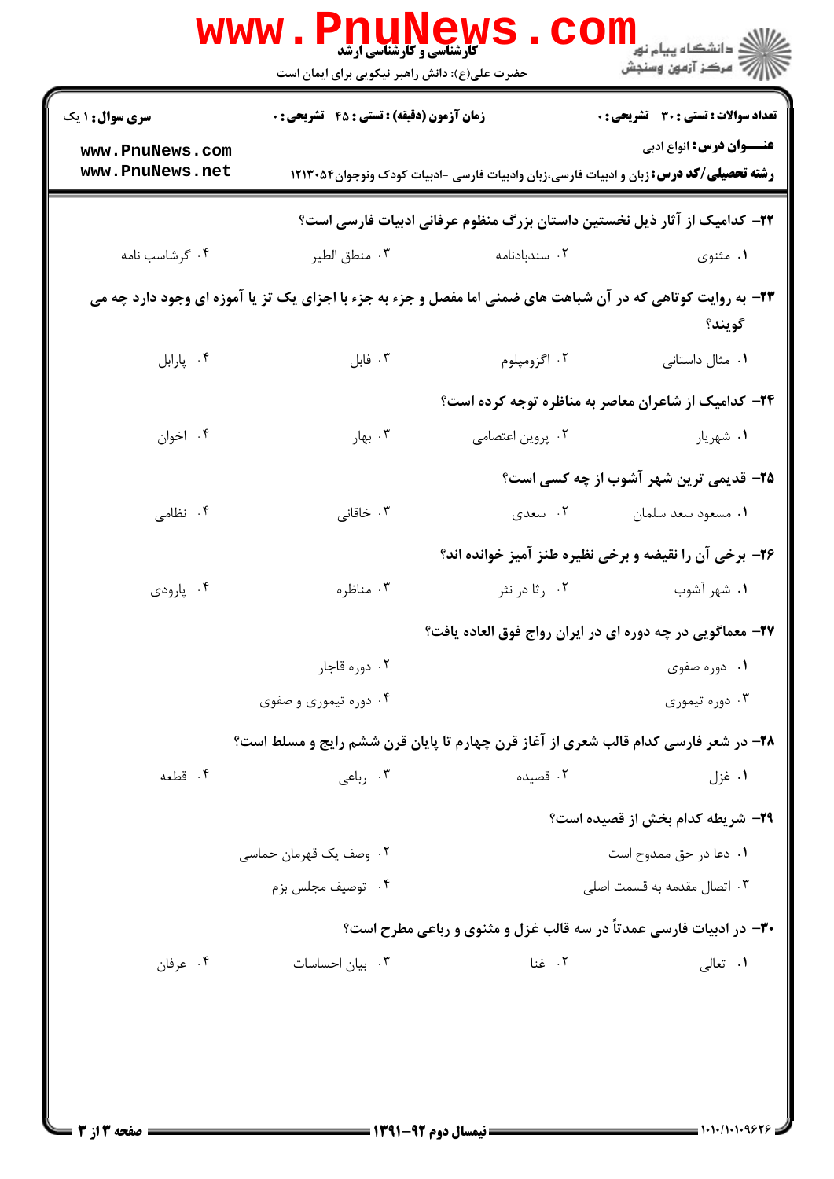۲۲- کدامیک از آثار ذیل نخستین داستان بزرگ منظوم عرفانی ادبیات فارسی است؟

۱. مثنوی
۲. سندبادنامه
۳. منطق الطیر
۴. گرشاسب نامه

۲۳- به روایت کوتاهی که در آن شباهت های ضمنی اما مفصل و جزء به جزء با اجزای یک تز یا آموزه ای وجود دارد چه می گویند؟

۱. مثال داستانی
۲. اگزومپلوم
۳. فابل
۴. پارابل

۲۴- کدامیک از شاعران معاصر به مناظره توجه کرده است؟

۱. شهریار
۲. پروین اعتصامی
۳. بهار
۴. اخوان

۲۵- قدیمی ترین شهر آشوب از چه کسی است؟

۱. مسعود سعد سلمان
۲. سعدی
۳. خاقانی
۴. نظامی

۲۶- برخی آن را نقیضه و برخی نظیره طنز آمیز خوانده اند؟

۱. شهر آشوب
۲. رثا در نثر
۳. مناظره
۴. پارودی

۲۷- معماگویی در چه دوره ای در ایران رواج فوق العاده یافت؟

۱. دوره صفوی
۲. دوره قاجار
۳. دوره تیموری
۴. دوره تیموری و صفوی

۲۸- در شعر فارسی کدام قالب شعری از آغاز قرن چهارم تا پایان قرن ششم رایج و مسلط است؟

۱. غزل
۲. قصیده
۳. رباعی
۴. قطعه

۲۹- شریطه کدام بخش از قصیده است؟

۱. دعا در حق ممدوح است
۲. وصف یک قهرمان حماسی
۳. اتصال مقدمه به قسمت اصلی
۴. توصیف مجلس بزم

۳۰- در ادبیات فارسی عمدتاً در سه قالب غزل و مثنوی و رباعی مطرح است؟

۱. تعالی
۲. غنا
۳. بیان احساسات
۴. عرفان